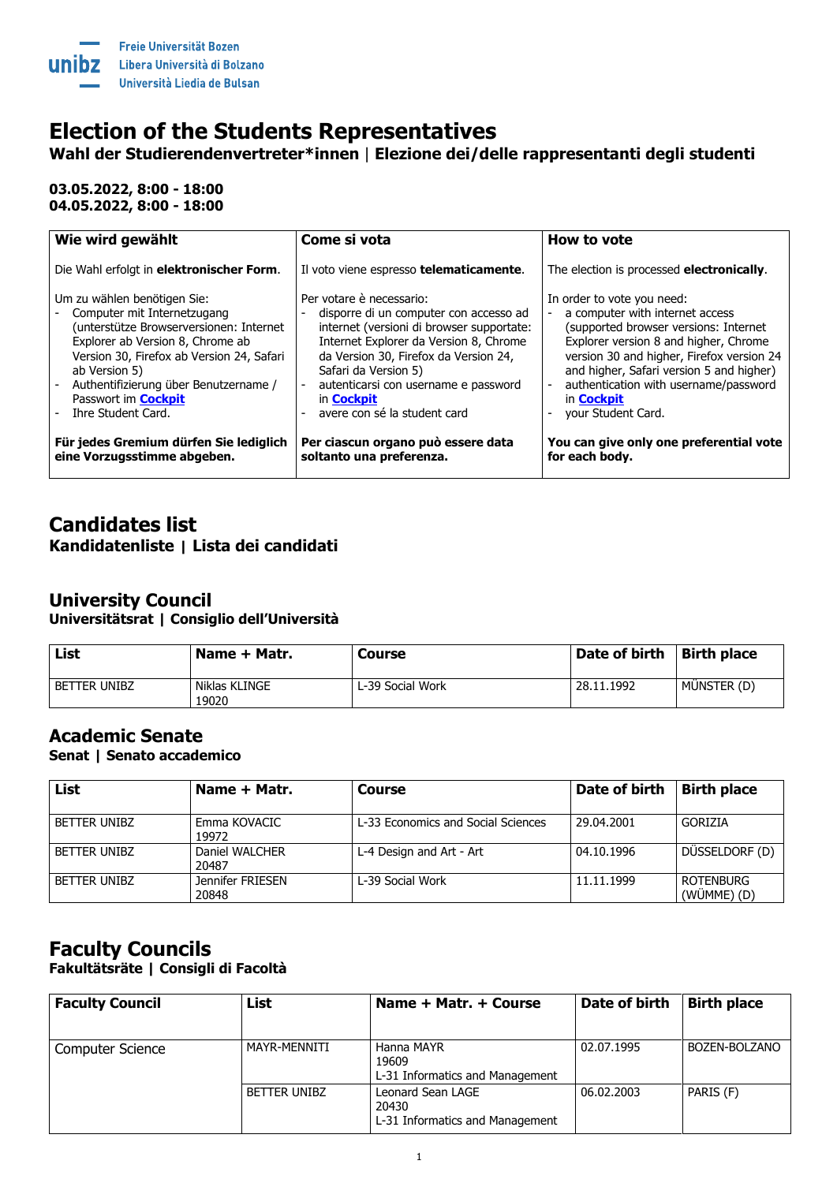Freie Universität Bozen
Libera Università di Bolzano
Università Liedia de Bulsan

# Election of the Students Representatives

**Wahl der Studierendenvertreter*innen | Elezione dei/delle rappresentanti degli studenti**

**03.05.2022, 8:00 - 18:00**
**04.05.2022, 8:00 - 18:00**

| Wie wird gewählt | Come si vota | How to vote |
|---|---|---|
| Die Wahl erfolgt in **elektronischer Form**. | Il voto viene espresso **telematicamente**. | The election is processed **electronically**. |
| Um zu wählen benötigen Sie:<br>- Computer mit Internetzugang (unterstütze Browserversionen: Internet Explorer ab Version 8, Chrome ab Version 30, Firefox ab Version 24, Safari ab Version 5)<br>- Authentifizierung über Benutzername / Passwort im **Cockpit**<br>- Ihre Student Card. | Per votare è necessario:<br>- disporre di un computer con accesso ad internet (versioni di browser supportate: Internet Explorer da Version 8, Chrome da Version 30, Firefox da Version 24, Safari da Version 5)<br>- autenticarsi con username e password in **Cockpit**<br>- avere con sé la student card | In order to vote you need:<br>- a computer with internet access (supported browser versions: Internet Explorer version 8 and higher, Chrome version 30 and higher, Firefox version 24 and higher, Safari version 5 and higher)<br>- authentication with username/password in **Cockpit**<br>- your Student Card. |
| **Für jedes Gremium dürfen Sie lediglich eine Vorzugsstimme abgeben.** | **Per ciascun organo può essere data soltanto una preferenza.** | **You can give only one preferential vote for each body.** |

## Candidates list

**Kandidatenliste | Lista dei candidati**

## University Council

**Universitätsrat | Consiglio dell'Università**

| List | Name + Matr. | Course | Date of birth | Birth place |
|---|---|---|---|---|
| BETTER UNIBZ | Niklas KLINGE<br>19020 | L-39 Social Work | 28.11.1992 | MÜNSTER (D) |

## Academic Senate

**Senat | Senato accademico**

| List | Name + Matr. | Course | Date of birth | Birth place |
|---|---|---|---|---|
| BETTER UNIBZ | Emma KOVACIC<br>19972 | L-33 Economics and Social Sciences | 29.04.2001 | GORIZIA |
| BETTER UNIBZ | Daniel WALCHER<br>20487 | L-4 Design and Art - Art | 04.10.1996 | DÜSSELDORF (D) |
| BETTER UNIBZ | Jennifer FRIESEN<br>20848 | L-39 Social Work | 11.11.1999 | ROTENBURG (WÜMME) (D) |

## Faculty Councils

**Fakultätsräte | Consigli di Facoltà**

| Faculty Council | List | Name + Matr. + Course | Date of birth | Birth place |
|---|---|---|---|---|
| Computer Science | MAYR-MENNITI | Hanna MAYR<br>19609<br>L-31 Informatics and Management | 02.07.1995 | BOZEN-BOLZANO |
| | BETTER UNIBZ | Leonard Sean LAGE<br>20430<br>L-31 Informatics and Management | 06.02.2003 | PARIS (F) |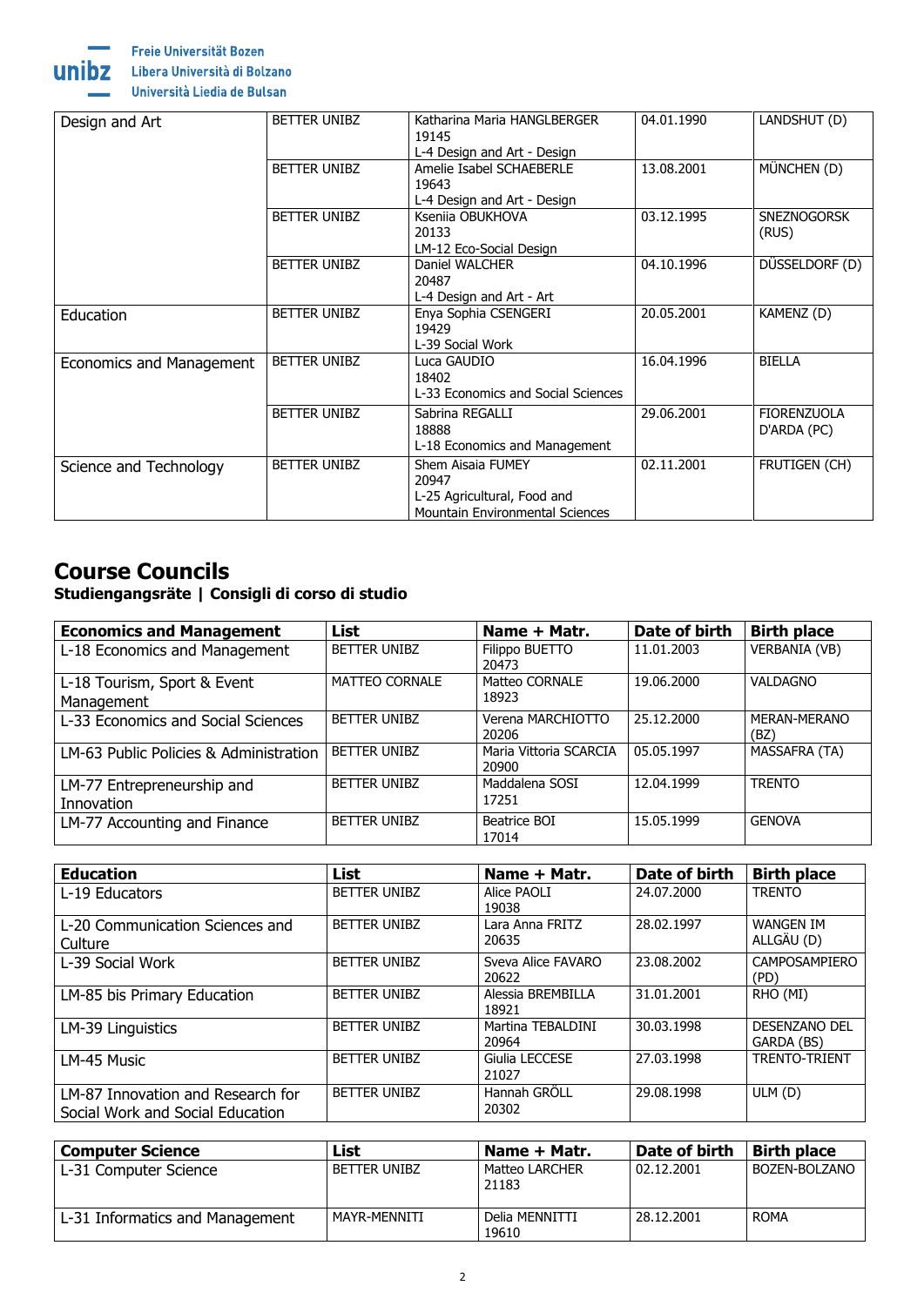| Design and Art | BETTER UNIBZ | Katharina Maria HANGLBERGER 19145 L-4 Design and Art - Design | 04.01.1990 | LANDSHUT (D) |
|---|---|---|---|---|
| | BETTER UNIBZ | Amelie Isabel SCHAEBERLE 19643 L-4 Design and Art - Design | 13.08.2001 | MÜNCHEN (D) |
| | BETTER UNIBZ | Kseniia OBUKHOVA 20133 LM-12 Eco-Social Design | 03.12.1995 | SNEZNOGORSK (RUS) |
| | BETTER UNIBZ | Daniel WALCHER 20487 L-4 Design and Art - Art | 04.10.1996 | DÜSSELDORF (D) |
| Education | BETTER UNIBZ | Enya Sophia CSENGERI 19429 L-39 Social Work | 20.05.2001 | KAMENZ (D) |
| Economics and Management | BETTER UNIBZ | Luca GAUDIO 18402 L-33 Economics and Social Sciences | 16.04.1996 | BIELLA |
| | BETTER UNIBZ | Sabrina REGALLI 18888 L-18 Economics and Management | 29.06.2001 | FIORENZUOLA D'ARDA (PC) |
| Science and Technology | BETTER UNIBZ | Shem Aisaia FUMEY 20947 L-25 Agricultural, Food and Mountain Environmental Sciences | 02.11.2001 | FRUTIGEN (CH) |

# Course Councils

**Studiengangsräte | Consigli di corso di studio**

| Economics and Management | List | Name + Matr. | Date of birth | Birth place |
|---|---|---|---|---|
| L-18 Economics and Management | BETTER UNIBZ | Filippo BUETTO 20473 | 11.01.2003 | VERBANIA (VB) |
| L-18 Tourism, Sport & Event Management | MATTEO CORNALE | Matteo CORNALE 18923 | 19.06.2000 | VALDAGNO |
| L-33 Economics and Social Sciences | BETTER UNIBZ | Verena MARCHIOTTO 20206 | 25.12.2000 | MERAN-MERANO (BZ) |
| LM-63 Public Policies & Administration | BETTER UNIBZ | Maria Vittoria SCARCIA 20900 | 05.05.1997 | MASSAFRA (TA) |
| LM-77 Entrepreneurship and Innovation | BETTER UNIBZ | Maddalena SOSI 17251 | 12.04.1999 | TRENTO |
| LM-77 Accounting and Finance | BETTER UNIBZ | Beatrice BOI 17014 | 15.05.1999 | GENOVA |

| Education | List | Name + Matr. | Date of birth | Birth place |
|---|---|---|---|---|
| L-19 Educators | BETTER UNIBZ | Alice PAOLI 19038 | 24.07.2000 | TRENTO |
| L-20 Communication Sciences and Culture | BETTER UNIBZ | Lara Anna FRITZ 20635 | 28.02.1997 | WANGEN IM ALLGÄU (D) |
| L-39 Social Work | BETTER UNIBZ | Sveva Alice FAVARO 20622 | 23.08.2002 | CAMPOSAMPIERO (PD) |
| LM-85 bis Primary Education | BETTER UNIBZ | Alessia BREMBILLA 18921 | 31.01.2001 | RHO (MI) |
| LM-39 Linguistics | BETTER UNIBZ | Martina TEBALDINI 20964 | 30.03.1998 | DESENZANO DEL GARDA (BS) |
| LM-45 Music | BETTER UNIBZ | Giulia LECCESE 21027 | 27.03.1998 | TRENTO-TRIENT |
| LM-87 Innovation and Research for Social Work and Social Education | BETTER UNIBZ | Hannah GRÖLL 20302 | 29.08.1998 | ULM (D) |

| Computer Science | List | Name + Matr. | Date of birth | Birth place |
|---|---|---|---|---|
| L-31 Computer Science | BETTER UNIBZ | Matteo LARCHER 21183 | 02.12.2001 | BOZEN-BOLZANO |
| L-31 Informatics and Management | MAYR-MENNITI | Delia MENNITTI 19610 | 28.12.2001 | ROMA |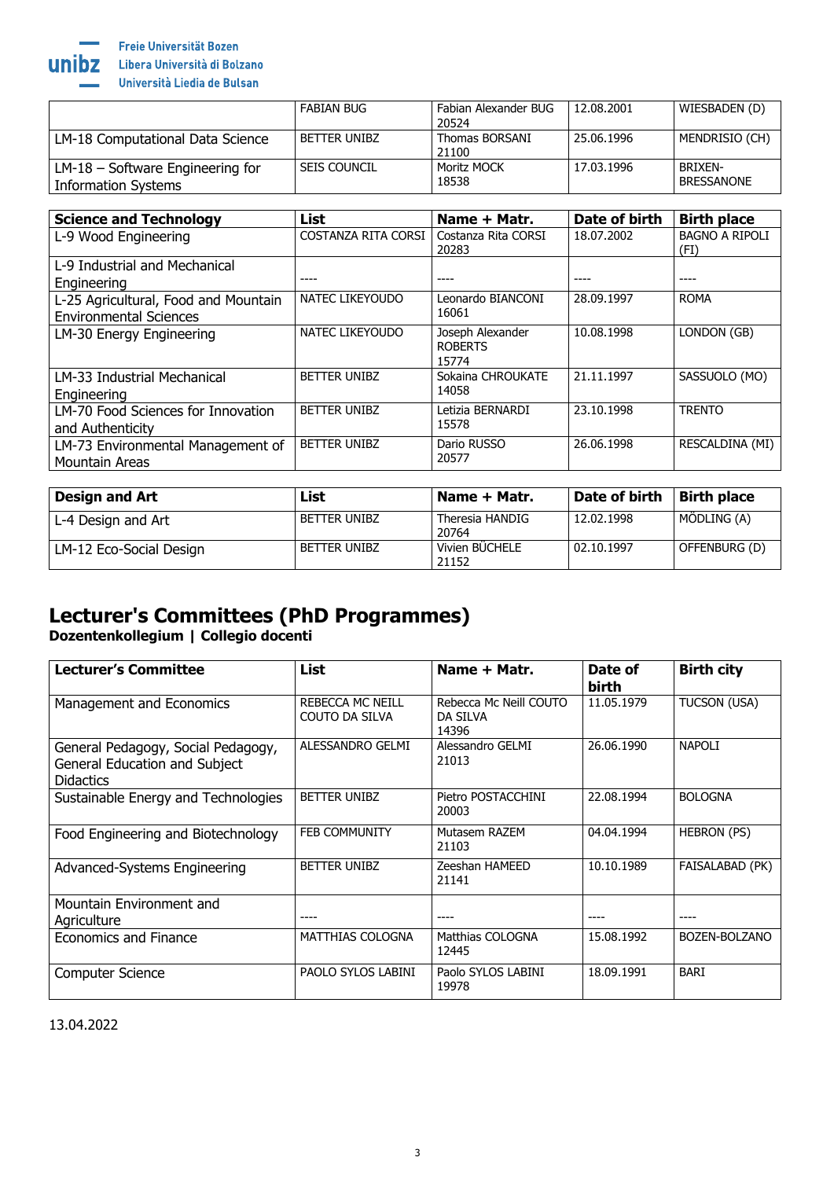| | | | | |
|---|---|---|---|---|
| | FABIAN BUG | Fabian Alexander BUG 20524 | 12.08.2001 | WIESBADEN (D) |
| LM-18 Computational Data Science | BETTER UNIBZ | Thomas BORSANI 21100 | 25.06.1996 | MENDRISIO (CH) |
| LM-18 – Software Engineering for Information Systems | SEIS COUNCIL | Moritz MOCK 18538 | 17.03.1996 | BRIXEN-BRESSANONE |

| Science and Technology | List | Name + Matr. | Date of birth | Birth place |
|---|---|---|---|---|
| L-9 Wood Engineering | COSTANZA RITA CORSI | Costanza Rita CORSI 20283 | 18.07.2002 | BAGNO A RIPOLI (FI) |
| L-9 Industrial and Mechanical Engineering | ---- | ---- | ---- | ---- |
| L-25 Agricultural, Food and Mountain Environmental Sciences | NATEC LIKEYOUDO | Leonardo BIANCONI 16061 | 28.09.1997 | ROMA |
| LM-30 Energy Engineering | NATEC LIKEYOUDO | Joseph Alexander ROBERTS 15774 | 10.08.1998 | LONDON (GB) |
| LM-33 Industrial Mechanical Engineering | BETTER UNIBZ | Sokaina CHROUKATE 14058 | 21.11.1997 | SASSUOLO (MO) |
| LM-70 Food Sciences for Innovation and Authenticity | BETTER UNIBZ | Letizia BERNARDI 15578 | 23.10.1998 | TRENTO |
| LM-73 Environmental Management of Mountain Areas | BETTER UNIBZ | Dario RUSSO 20577 | 26.06.1998 | RESCALDINA (MI) |

| Design and Art | List | Name + Matr. | Date of birth | Birth place |
|---|---|---|---|---|
| L-4 Design and Art | BETTER UNIBZ | Theresia HANDIG 20764 | 12.02.1998 | MÖDLING (A) |
| LM-12 Eco-Social Design | BETTER UNIBZ | Vivien BÜCHELE 21152 | 02.10.1997 | OFFENBURG (D) |

# Lecturer's Committees (PhD Programmes)

**Dozentenkollegium | Collegio docenti**

| Lecturer's Committee | List | Name + Matr. | Date of birth | Birth city |
|---|---|---|---|---|
| Management and Economics | REBECCA MC NEILL COUTO DA SILVA | Rebecca Mc Neill COUTO DA SILVA 14396 | 11.05.1979 | TUCSON (USA) |
| General Pedagogy, Social Pedagogy, General Education and Subject Didactics | ALESSANDRO GELMI | Alessandro GELMI 21013 | 26.06.1990 | NAPOLI |
| Sustainable Energy and Technologies | BETTER UNIBZ | Pietro POSTACCHINI 20003 | 22.08.1994 | BOLOGNA |
| Food Engineering and Biotechnology | FEB COMMUNITY | Mutasem RAZEM 21103 | 04.04.1994 | HEBRON (PS) |
| Advanced-Systems Engineering | BETTER UNIBZ | Zeeshan HAMEED 21141 | 10.10.1989 | FAISALABAD (PK) |
| Mountain Environment and Agriculture | ---- | ---- | ---- | ---- |
| Economics and Finance | MATTHIAS COLOGNA | Matthias COLOGNA 12445 | 15.08.1992 | BOZEN-BOLZANO |
| Computer Science | PAOLO SYLOS LABINI | Paolo SYLOS LABINI 19978 | 18.09.1991 | BARI |

13.04.2022